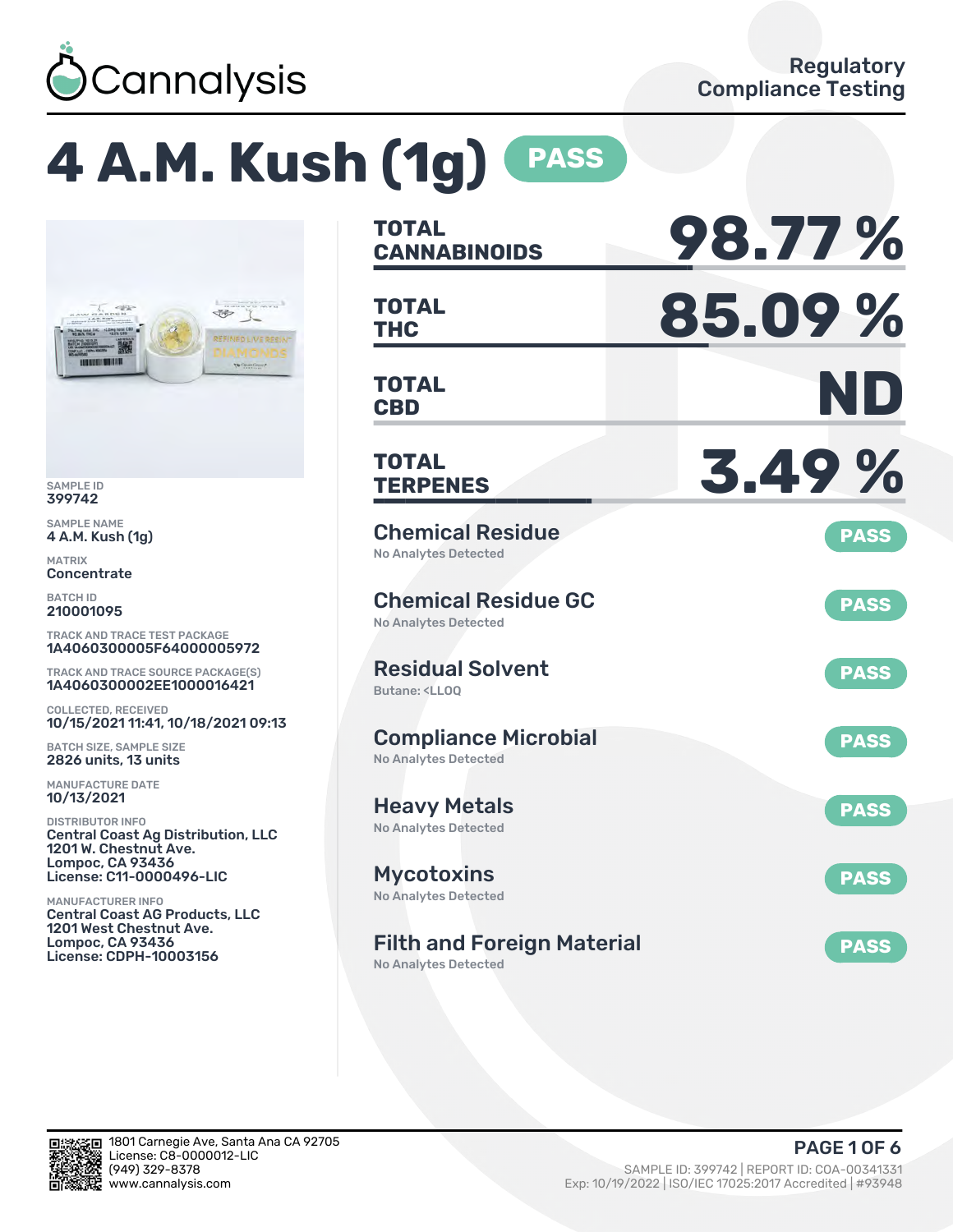Cannalysis

Regulatory Compliance Testing

# 4 A.M. Kush (1g) PASS

SAMPLE ID
399742

SAMPLE NAME
4 A.M. Kush (1g)

MATRIX
Concentrate

BATCH ID
210001095

TRACK AND TRACE TEST PACKAGE
1A4060300005F64000005972

TRACK AND TRACE SOURCE PACKAGE(S)
1A4060300002EE1000016421

COLLECTED, RECEIVED
10/15/2021 11:41, 10/18/2021 09:13

BATCH SIZE, SAMPLE SIZE
2826 units, 13 units

MANUFACTURE DATE
10/13/2021

DISTRIBUTOR INFO
Central Coast Ag Distribution, LLC
1201 W. Chestnut Ave.
Lompoc, CA 93436
License: C11-0000496-LIC

MANUFACTURER INFO
Central Coast AG Products, LLC
1201 West Chestnut Ave.
Lompoc, CA 93436
License: CDPH-10003156

| | |
|---|---|
| **TOTAL CANNABINOIDS** | **98.77 %** |
| **TOTAL THC** | **85.09 %** |
| **TOTAL CBD** | **ND** |
| **TOTAL TERPENES** | **3.49 %** |

| Test | Result | Status |
|---|---|---|
| Chemical Residue | No Analytes Detected | PASS |
| Chemical Residue GC | No Analytes Detected | PASS |
| Residual Solvent | Butane: <LLOQ | PASS |
| Compliance Microbial | No Analytes Detected | PASS |
| Heavy Metals | No Analytes Detected | PASS |
| Mycotoxins | No Analytes Detected | PASS |
| Filth and Foreign Material | No Analytes Detected | PASS |

1801 Carnegie Ave, Santa Ana CA 92705
License: C8-0000012-LIC
(949) 329-8378
www.cannalysis.com

SAMPLE ID: 399742 | REPORT ID: COA-00341331
Exp: 10/19/2022 | ISO/IEC 17025:2017 Accredited | #93948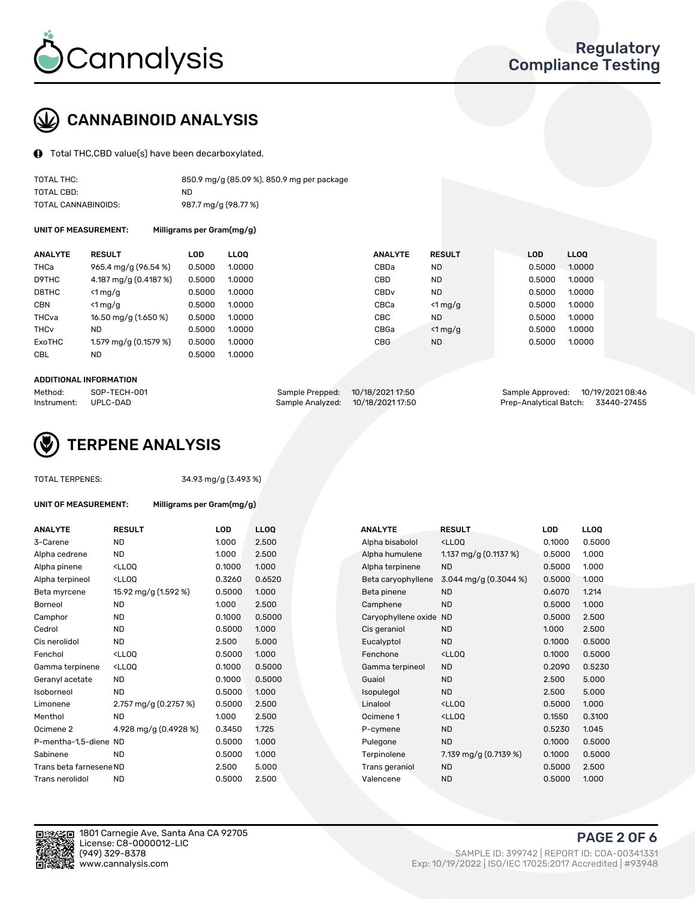# CANNABINOID ANALYSIS

Total THC,CBD value(s) have been decarboxylated.

| | |
|---|---|
| TOTAL THC: | 850.9 mg/g (85.09 %), 850.9 mg per package |
| TOTAL CBD: | ND |
| TOTAL CANNABINOIDS: | 987.7 mg/g (98.77 %) |

**UNIT OF MEASUREMENT:** Milligrams per Gram(mg/g)

| ANALYTE | RESULT | LOD | LLOQ | ANALYTE | RESULT | LOD | LLOQ |
|---|---|---|---|---|---|---|---|
| THCa | 965.4 mg/g (96.54 %) | 0.5000 | 1.0000 | CBDa | ND | 0.5000 | 1.0000 |
| D9THC | 4.187 mg/g (0.4187 %) | 0.5000 | 1.0000 | CBD | ND | 0.5000 | 1.0000 |
| D8THC | <1 mg/g | 0.5000 | 1.0000 | CBDv | ND | 0.5000 | 1.0000 |
| CBN | <1 mg/g | 0.5000 | 1.0000 | CBCa | <1 mg/g | 0.5000 | 1.0000 |
| THCva | 16.50 mg/g (1.650 %) | 0.5000 | 1.0000 | CBC | ND | 0.5000 | 1.0000 |
| THCv | ND | 0.5000 | 1.0000 | CBGa | <1 mg/g | 0.5000 | 1.0000 |
| ExoTHC | 1.579 mg/g (0.1579 %) | 0.5000 | 1.0000 | CBG | ND | 0.5000 | 1.0000 |
| CBL | ND | 0.5000 | 1.0000 | | | | |

**ADDITIONAL INFORMATION**

| | | | | | |
|---|---|---|---|---|---|
| Method: | SOP-TECH-001 | Sample Prepped: | 10/18/2021 17:50 | Sample Approved: | 10/19/2021 08:46 |
| Instrument: | UPLC-DAD | Sample Analyzed: | 10/18/2021 17:50 | Prep-Analytical Batch: | 33440-27455 |

# TERPENE ANALYSIS

TOTAL TERPENES: 34.93 mg/g (3.493 %)

**UNIT OF MEASUREMENT:** Milligrams per Gram(mg/g)

| ANALYTE | RESULT | LOD | LLOQ | ANALYTE | RESULT | LOD | LLOQ |
|---|---|---|---|---|---|---|---|
| 3-Carene | ND | 1.000 | 2.500 | Alpha bisabolol | <LLOQ | 0.1000 | 0.5000 |
| Alpha cedrene | ND | 1.000 | 2.500 | Alpha humulene | 1.137 mg/g (0.1137 %) | 0.5000 | 1.000 |
| Alpha pinene | <LLOQ | 0.1000 | 1.000 | Alpha terpinene | ND | 0.5000 | 1.000 |
| Alpha terpineol | <LLOQ | 0.3260 | 0.6520 | Beta caryophyllene | 3.044 mg/g (0.3044 %) | 0.5000 | 1.000 |
| Beta myrcene | 15.92 mg/g (1.592 %) | 0.5000 | 1.000 | Beta pinene | ND | 0.6070 | 1.214 |
| Borneol | ND | 1.000 | 2.500 | Camphene | ND | 0.5000 | 1.000 |
| Camphor | ND | 0.1000 | 0.5000 | Caryophyllene oxide | ND | 0.5000 | 2.500 |
| Cedrol | ND | 0.5000 | 1.000 | Cis geraniol | ND | 1.000 | 2.500 |
| Cis nerolidol | ND | 2.500 | 5.000 | Eucalyptol | ND | 0.1000 | 0.5000 |
| Fenchol | <LLOQ | 0.5000 | 1.000 | Fenchone | <LLOQ | 0.1000 | 0.5000 |
| Gamma terpinene | <LLOQ | 0.1000 | 0.5000 | Gamma terpineol | ND | 0.2090 | 0.5230 |
| Geranyl acetate | ND | 0.1000 | 0.5000 | Guaiol | ND | 2.500 | 5.000 |
| Isoborneol | ND | 0.5000 | 1.000 | Isopulegol | ND | 2.500 | 5.000 |
| Limonene | 2.757 mg/g (0.2757 %) | 0.5000 | 2.500 | Linalool | <LLOQ | 0.5000 | 1.000 |
| Menthol | ND | 1.000 | 2.500 | Ocimene 1 | <LLOQ | 0.1550 | 0.3100 |
| Ocimene 2 | 4.928 mg/g (0.4928 %) | 0.3450 | 1.725 | P-cymene | ND | 0.5230 | 1.045 |
| P-mentha-1,5-diene | ND | 0.5000 | 1.000 | Pulegone | ND | 0.1000 | 0.5000 |
| Sabinene | ND | 0.5000 | 1.000 | Terpinolene | 7.139 mg/g (0.7139 %) | 0.1000 | 0.5000 |
| Trans beta farnesene | ND | 2.500 | 5.000 | Trans geraniol | ND | 0.5000 | 2.500 |
| Trans nerolidol | ND | 0.5000 | 2.500 | Valencene | ND | 0.5000 | 1.000 |

1801 Carnegie Ave, Santa Ana CA 92705
License: C8-0000012-LIC
(949) 329-8378
www.cannalysis.com

SAMPLE ID: 399742 | REPORT ID: COA-00341331
Exp: 10/19/2022 | ISO/IEC 17025:2017 Accredited | #93948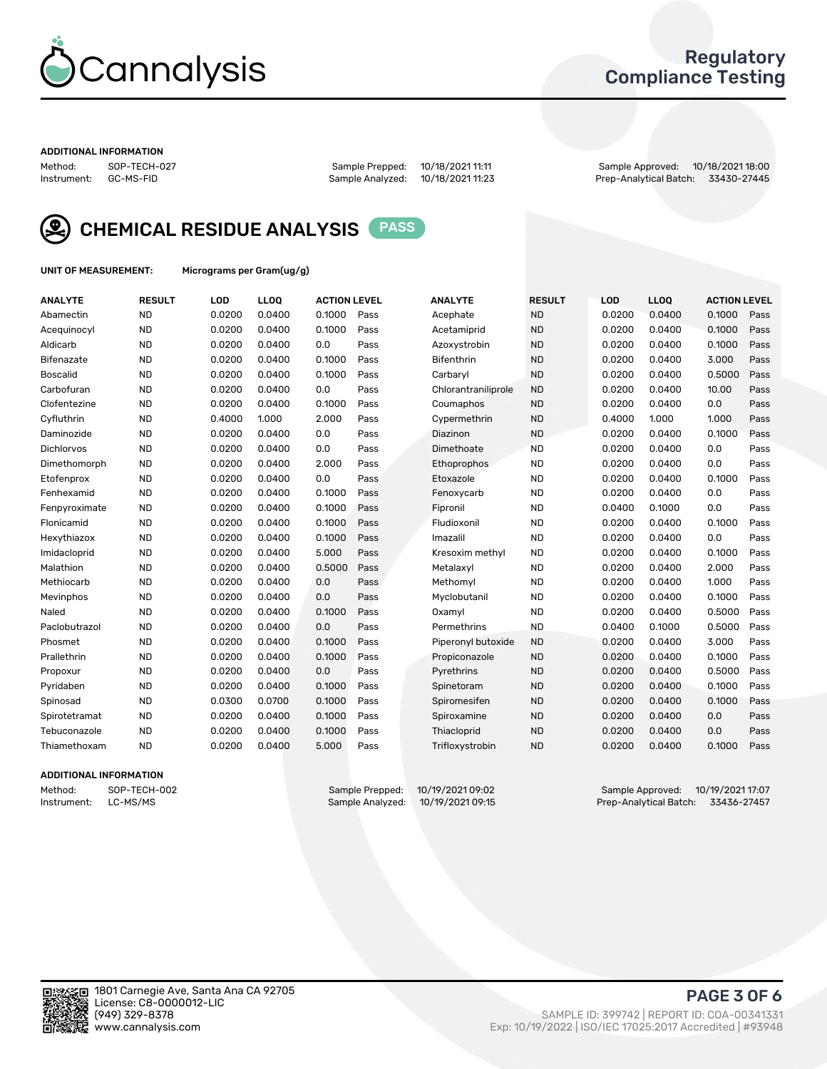# Regulatory Compliance Testing

### ADDITIONAL INFORMATION

| Method: | SOP-TECH-027 | Sample Prepped: | 10/18/2021 11:11 | Sample Approved: | 10/18/2021 18:00 |
|---|---|---|---|---|---|
| Instrument: | GC-MS-FID | Sample Analyzed: | 10/18/2021 11:23 | Prep-Analytical Batch: | 33430-27445 |

## CHEMICAL RESIDUE ANALYSIS PASS

**UNIT OF MEASUREMENT:** Micrograms per Gram(ug/g)

| ANALYTE | RESULT | LOD | LLOQ | ACTION LEVEL | | ANALYTE | RESULT | LOD | LLOQ | ACTION LEVEL | |
|---|---|---|---|---|---|---|---|---|---|---|---|
| Abamectin | ND | 0.0200 | 0.0400 | 0.1000 | Pass | Acephate | ND | 0.0200 | 0.0400 | 0.1000 | Pass |
| Acequinocyl | ND | 0.0200 | 0.0400 | 0.1000 | Pass | Acetamiprid | ND | 0.0200 | 0.0400 | 0.1000 | Pass |
| Aldicarb | ND | 0.0200 | 0.0400 | 0.0 | Pass | Azoxystrobin | ND | 0.0200 | 0.0400 | 0.1000 | Pass |
| Bifenazate | ND | 0.0200 | 0.0400 | 0.1000 | Pass | Bifenthrin | ND | 0.0200 | 0.0400 | 3.000 | Pass |
| Boscalid | ND | 0.0200 | 0.0400 | 0.1000 | Pass | Carbaryl | ND | 0.0200 | 0.0400 | 0.5000 | Pass |
| Carbofuran | ND | 0.0200 | 0.0400 | 0.0 | Pass | Chlorantraniliprole | ND | 0.0200 | 0.0400 | 10.00 | Pass |
| Clofentezine | ND | 0.0200 | 0.0400 | 0.1000 | Pass | Coumaphos | ND | 0.0200 | 0.0400 | 0.0 | Pass |
| Cyfluthrin | ND | 0.4000 | 1.000 | 2.000 | Pass | Cypermethrin | ND | 0.4000 | 1.000 | 1.000 | Pass |
| Daminozide | ND | 0.0200 | 0.0400 | 0.0 | Pass | Diazinon | ND | 0.0200 | 0.0400 | 0.1000 | Pass |
| Dichlorvos | ND | 0.0200 | 0.0400 | 0.0 | Pass | Dimethoate | ND | 0.0200 | 0.0400 | 0.0 | Pass |
| Dimethomorph | ND | 0.0200 | 0.0400 | 2.000 | Pass | Ethoprophos | ND | 0.0200 | 0.0400 | 0.0 | Pass |
| Etofenprox | ND | 0.0200 | 0.0400 | 0.0 | Pass | Etoxazole | ND | 0.0200 | 0.0400 | 0.1000 | Pass |
| Fenhexamid | ND | 0.0200 | 0.0400 | 0.1000 | Pass | Fenoxycarb | ND | 0.0200 | 0.0400 | 0.0 | Pass |
| Fenpyroximate | ND | 0.0200 | 0.0400 | 0.1000 | Pass | Fipronil | ND | 0.0400 | 0.1000 | 0.0 | Pass |
| Flonicamid | ND | 0.0200 | 0.0400 | 0.1000 | Pass | Fludioxonil | ND | 0.0200 | 0.0400 | 0.1000 | Pass |
| Hexythiazox | ND | 0.0200 | 0.0400 | 0.1000 | Pass | Imazalil | ND | 0.0200 | 0.0400 | 0.0 | Pass |
| Imidacloprid | ND | 0.0200 | 0.0400 | 5.000 | Pass | Kresoxim methyl | ND | 0.0200 | 0.0400 | 0.1000 | Pass |
| Malathion | ND | 0.0200 | 0.0400 | 0.5000 | Pass | Metalaxyl | ND | 0.0200 | 0.0400 | 2.000 | Pass |
| Methiocarb | ND | 0.0200 | 0.0400 | 0.0 | Pass | Methomyl | ND | 0.0200 | 0.0400 | 1.000 | Pass |
| Mevinphos | ND | 0.0200 | 0.0400 | 0.0 | Pass | Myclobutanil | ND | 0.0200 | 0.0400 | 0.1000 | Pass |
| Naled | ND | 0.0200 | 0.0400 | 0.1000 | Pass | Oxamyl | ND | 0.0200 | 0.0400 | 0.5000 | Pass |
| Paclobutrazol | ND | 0.0200 | 0.0400 | 0.0 | Pass | Permethrins | ND | 0.0400 | 0.1000 | 0.5000 | Pass |
| Phosmet | ND | 0.0200 | 0.0400 | 0.1000 | Pass | Piperonyl butoxide | ND | 0.0200 | 0.0400 | 3.000 | Pass |
| Prallethrin | ND | 0.0200 | 0.0400 | 0.1000 | Pass | Propiconazole | ND | 0.0200 | 0.0400 | 0.1000 | Pass |
| Propoxur | ND | 0.0200 | 0.0400 | 0.0 | Pass | Pyrethrins | ND | 0.0200 | 0.0400 | 0.5000 | Pass |
| Pyridaben | ND | 0.0200 | 0.0400 | 0.1000 | Pass | Spinetoram | ND | 0.0200 | 0.0400 | 0.1000 | Pass |
| Spinosad | ND | 0.0300 | 0.0700 | 0.1000 | Pass | Spiromesifen | ND | 0.0200 | 0.0400 | 0.1000 | Pass |
| Spirotetramat | ND | 0.0200 | 0.0400 | 0.1000 | Pass | Spiroxamine | ND | 0.0200 | 0.0400 | 0.0 | Pass |
| Tebuconazole | ND | 0.0200 | 0.0400 | 0.1000 | Pass | Thiacloprid | ND | 0.0200 | 0.0400 | 0.0 | Pass |
| Thiamethoxam | ND | 0.0200 | 0.0400 | 5.000 | Pass | Trifloxystrobin | ND | 0.0200 | 0.0400 | 0.1000 | Pass |

### ADDITIONAL INFORMATION

| Method: | SOP-TECH-002 | Sample Prepped: | 10/19/2021 09:02 | Sample Approved: | 10/19/2021 17:07 |
|---|---|---|---|---|---|
| Instrument: | LC-MS/MS | Sample Analyzed: | 10/19/2021 09:15 | Prep-Analytical Batch: | 33436-27457 |

1801 Carnegie Ave, Santa Ana CA 92705
License: C8-0000012-LIC
(949) 329-8378
www.cannalysis.com

SAMPLE ID: 399742 | REPORT ID: COA-00341331
Exp: 10/19/2022 | ISO/IEC 17025:2017 Accredited | #93948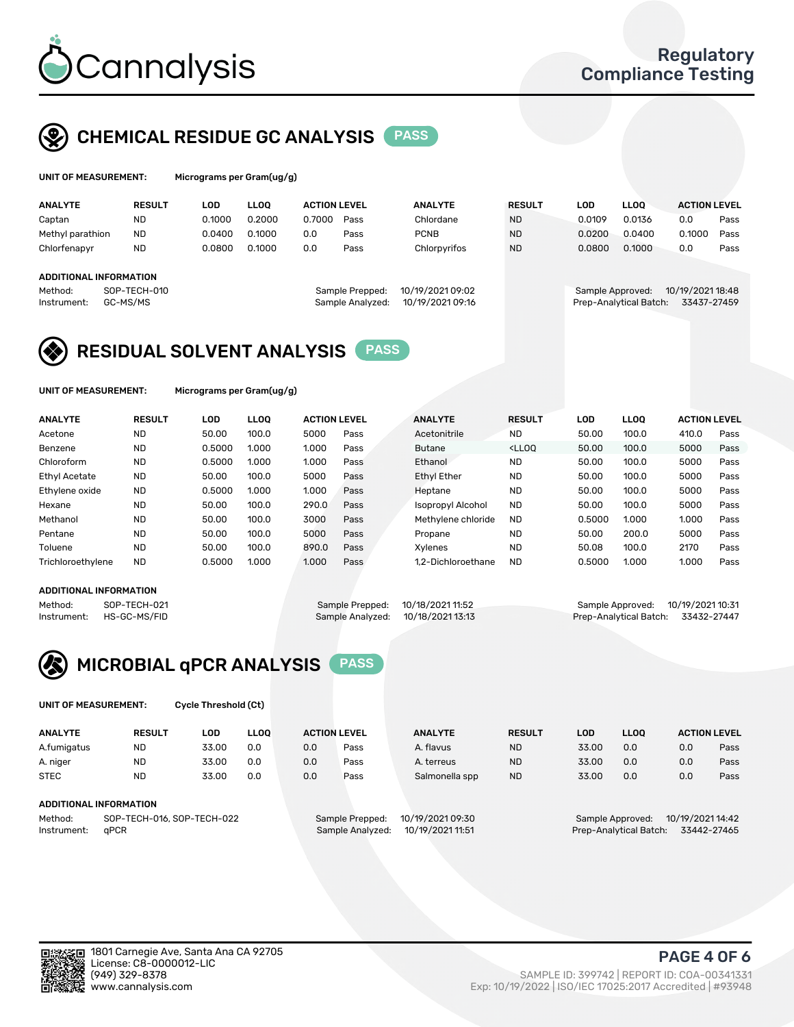# Cannalysis

Regulatory Compliance Testing

## CHEMICAL RESIDUE GC ANALYSIS PASS

**UNIT OF MEASUREMENT:** Micrograms per Gram(ug/g)

| ANALYTE | RESULT | LOD | LLOQ | ACTION LEVEL | | ANALYTE | RESULT | LOD | LLOQ | ACTION LEVEL | |
|---|---|---|---|---|---|---|---|---|---|---|---|
| Captan | ND | 0.1000 | 0.2000 | 0.7000 | Pass | Chlordane | ND | 0.0109 | 0.0136 | 0.0 | Pass |
| Methyl parathion | ND | 0.0400 | 0.1000 | 0.0 | Pass | PCNB | ND | 0.0200 | 0.0400 | 0.1000 | Pass |
| Chlorfenapyr | ND | 0.0800 | 0.1000 | 0.0 | Pass | Chlorpyrifos | ND | 0.0800 | 0.1000 | 0.0 | Pass |

**ADDITIONAL INFORMATION**

Method: SOP-TECH-010
Instrument: GC-MS/MS
Sample Prepped: 10/19/2021 09:02
Sample Analyzed: 10/19/2021 09:16
Sample Approved: 10/19/2021 18:48
Prep-Analytical Batch: 33437-27459

## RESIDUAL SOLVENT ANALYSIS PASS

**UNIT OF MEASUREMENT:** Micrograms per Gram(ug/g)

| ANALYTE | RESULT | LOD | LLOQ | ACTION LEVEL | | ANALYTE | RESULT | LOD | LLOQ | ACTION LEVEL | |
|---|---|---|---|---|---|---|---|---|---|---|---|
| Acetone | ND | 50.00 | 100.0 | 5000 | Pass | Acetonitrile | ND | 50.00 | 100.0 | 410.0 | Pass |
| Benzene | ND | 0.5000 | 1.000 | 1.000 | Pass | Butane | <LLOQ | 50.00 | 100.0 | 5000 | Pass |
| Chloroform | ND | 0.5000 | 1.000 | 1.000 | Pass | Ethanol | ND | 50.00 | 100.0 | 5000 | Pass |
| Ethyl Acetate | ND | 50.00 | 100.0 | 5000 | Pass | Ethyl Ether | ND | 50.00 | 100.0 | 5000 | Pass |
| Ethylene oxide | ND | 0.5000 | 1.000 | 1.000 | Pass | Heptane | ND | 50.00 | 100.0 | 5000 | Pass |
| Hexane | ND | 50.00 | 100.0 | 290.0 | Pass | Isopropyl Alcohol | ND | 50.00 | 100.0 | 5000 | Pass |
| Methanol | ND | 50.00 | 100.0 | 3000 | Pass | Methylene chloride | ND | 0.5000 | 1.000 | 1.000 | Pass |
| Pentane | ND | 50.00 | 100.0 | 5000 | Pass | Propane | ND | 50.00 | 200.0 | 5000 | Pass |
| Toluene | ND | 50.00 | 100.0 | 890.0 | Pass | Xylenes | ND | 50.08 | 100.0 | 2170 | Pass |
| Trichloroethylene | ND | 0.5000 | 1.000 | 1.000 | Pass | 1,2-Dichloroethane | ND | 0.5000 | 1.000 | 1.000 | Pass |

**ADDITIONAL INFORMATION**

Method: SOP-TECH-021
Instrument: HS-GC-MS/FID
Sample Prepped: 10/18/2021 11:52
Sample Analyzed: 10/18/2021 13:13
Sample Approved: 10/19/2021 10:31
Prep-Analytical Batch: 33432-27447

## MICROBIAL qPCR ANALYSIS PASS

**UNIT OF MEASUREMENT:** Cycle Threshold (Ct)

| ANALYTE | RESULT | LOD | LLOQ | ACTION LEVEL | | ANALYTE | RESULT | LOD | LLOQ | ACTION LEVEL | |
|---|---|---|---|---|---|---|---|---|---|---|---|
| A.fumigatus | ND | 33.00 | 0.0 | 0.0 | Pass | A. flavus | ND | 33.00 | 0.0 | 0.0 | Pass |
| A. niger | ND | 33.00 | 0.0 | 0.0 | Pass | A. terreus | ND | 33.00 | 0.0 | 0.0 | Pass |
| STEC | ND | 33.00 | 0.0 | 0.0 | Pass | Salmonella spp | ND | 33.00 | 0.0 | 0.0 | Pass |

**ADDITIONAL INFORMATION**

Method: SOP-TECH-016, SOP-TECH-022
Instrument: qPCR
Sample Prepped: 10/19/2021 09:30
Sample Analyzed: 10/19/2021 11:51
Sample Approved: 10/19/2021 14:42
Prep-Analytical Batch: 33442-27465

1801 Carnegie Ave, Santa Ana CA 92705
License: C8-0000012-LIC
(949) 329-8378
www.cannalysis.com

SAMPLE ID: 399742 | REPORT ID: COA-00341331
Exp: 10/19/2022 | ISO/IEC 17025:2017 Accredited | #93948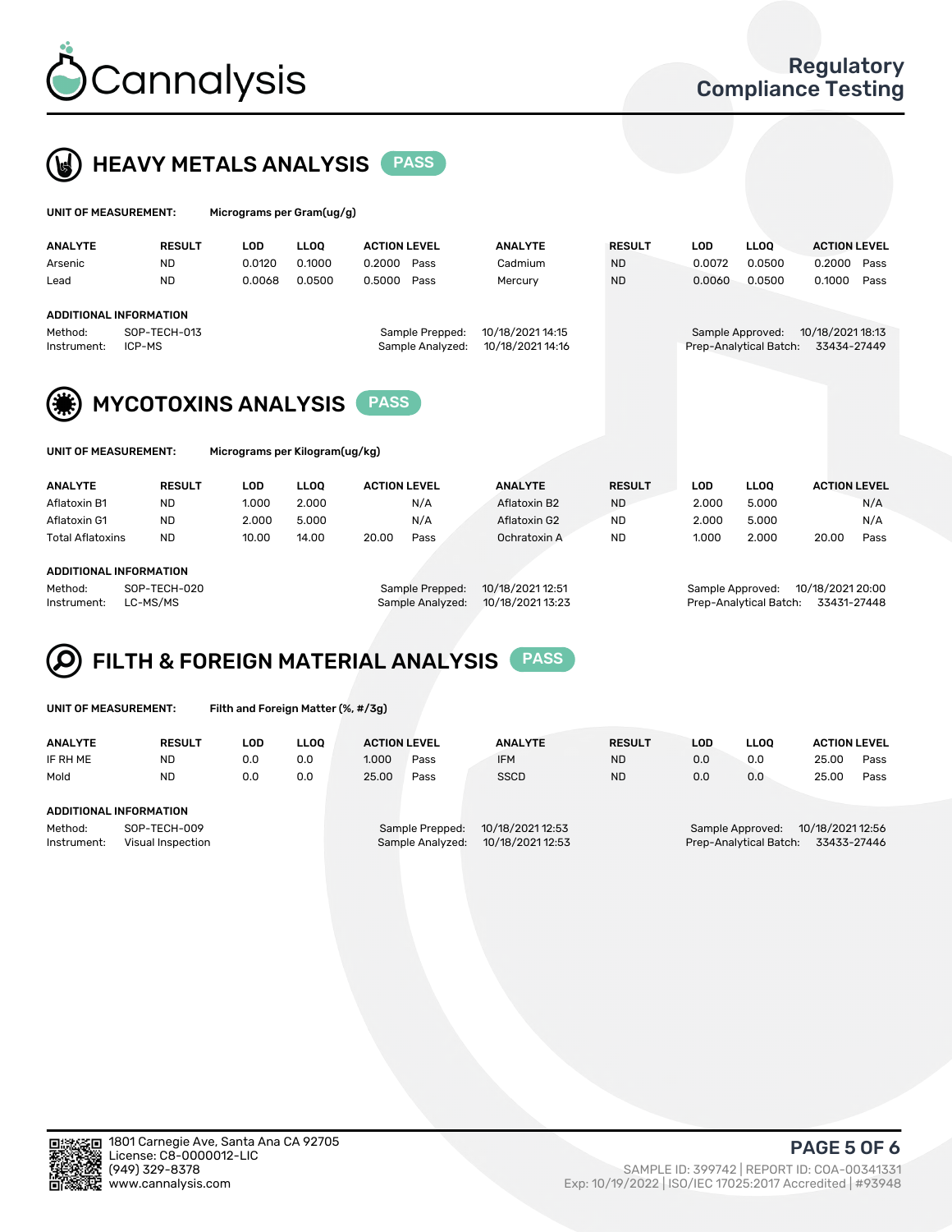# Cannalysis

**Regulatory Compliance Testing**

## HEAVY METALS ANALYSIS — PASS

**UNIT OF MEASUREMENT:** Micrograms per Gram(ug/g)

| ANALYTE | RESULT | LOD | LLOQ | ACTION LEVEL | | ANALYTE | RESULT | LOD | LLOQ | ACTION LEVEL | |
|---|---|---|---|---|---|---|---|---|---|---|---|
| Arsenic | ND | 0.0120 | 0.1000 | 0.2000 | Pass | Cadmium | ND | 0.0072 | 0.0500 | 0.2000 | Pass |
| Lead | ND | 0.0068 | 0.0500 | 0.5000 | Pass | Mercury | ND | 0.0060 | 0.0500 | 0.1000 | Pass |

**ADDITIONAL INFORMATION**

| | | | | | |
|---|---|---|---|---|---|
| Method: | SOP-TECH-013 | Sample Prepped: | 10/18/2021 14:15 | Sample Approved: | 10/18/2021 18:13 |
| Instrument: | ICP-MS | Sample Analyzed: | 10/18/2021 14:16 | Prep-Analytical Batch: | 33434-27449 |

## MYCOTOXINS ANALYSIS — PASS

**UNIT OF MEASUREMENT:** Micrograms per Kilogram(ug/kg)

| ANALYTE | RESULT | LOD | LLOQ | ACTION LEVEL | | ANALYTE | RESULT | LOD | LLOQ | ACTION LEVEL | |
|---|---|---|---|---|---|---|---|---|---|---|---|
| Aflatoxin B1 | ND | 1.000 | 2.000 | | N/A | Aflatoxin B2 | ND | 2.000 | 5.000 | | N/A |
| Aflatoxin G1 | ND | 2.000 | 5.000 | | N/A | Aflatoxin G2 | ND | 2.000 | 5.000 | | N/A |
| Total Aflatoxins | ND | 10.00 | 14.00 | 20.00 | Pass | Ochratoxin A | ND | 1.000 | 2.000 | 20.00 | Pass |

**ADDITIONAL INFORMATION**

| | | | | | |
|---|---|---|---|---|---|
| Method: | SOP-TECH-020 | Sample Prepped: | 10/18/2021 12:51 | Sample Approved: | 10/18/2021 20:00 |
| Instrument: | LC-MS/MS | Sample Analyzed: | 10/18/2021 13:23 | Prep-Analytical Batch: | 33431-27448 |

## FILTH & FOREIGN MATERIAL ANALYSIS — PASS

**UNIT OF MEASUREMENT:** Filth and Foreign Matter (%, #/3g)

| ANALYTE | RESULT | LOD | LLOQ | ACTION LEVEL | | ANALYTE | RESULT | LOD | LLOQ | ACTION LEVEL | |
|---|---|---|---|---|---|---|---|---|---|---|---|
| IF RH ME | ND | 0.0 | 0.0 | 1.000 | Pass | IFM | ND | 0.0 | 0.0 | 25.00 | Pass |
| Mold | ND | 0.0 | 0.0 | 25.00 | Pass | SSCD | ND | 0.0 | 0.0 | 25.00 | Pass |

**ADDITIONAL INFORMATION**

| | | | | | |
|---|---|---|---|---|---|
| Method: | SOP-TECH-009 | Sample Prepped: | 10/18/2021 12:53 | Sample Approved: | 10/18/2021 12:56 |
| Instrument: | Visual Inspection | Sample Analyzed: | 10/18/2021 12:53 | Prep-Analytical Batch: | 33433-27446 |

1801 Carnegie Ave, Santa Ana CA 92705
License: C8-0000012-LIC
(949) 329-8378
www.cannalysis.com

SAMPLE ID: 399742 | REPORT ID: COA-00341331
Exp: 10/19/2022 | ISO/IEC 17025:2017 Accredited | #93948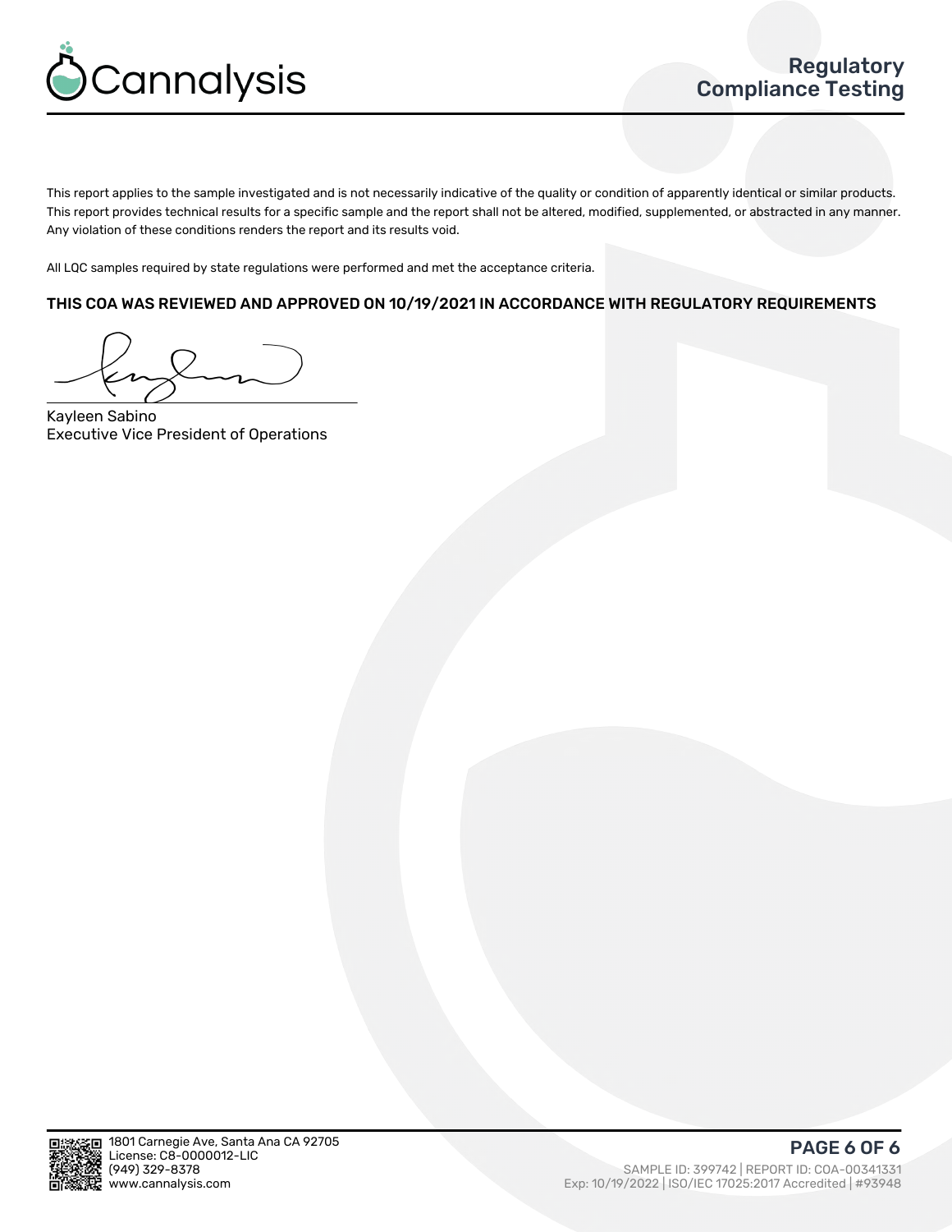This report applies to the sample investigated and is not necessarily indicative of the quality or condition of apparently identical or similar products. This report provides technical results for a specific sample and the report shall not be altered, modified, supplemented, or abstracted in any manner. Any violation of these conditions renders the report and its results void.

All LQC samples required by state regulations were performed and met the acceptance criteria.

**THIS COA WAS REVIEWED AND APPROVED ON 10/19/2021 IN ACCORDANCE WITH REGULATORY REQUIREMENTS**

Kayleen Sabino
Executive Vice President of Operations